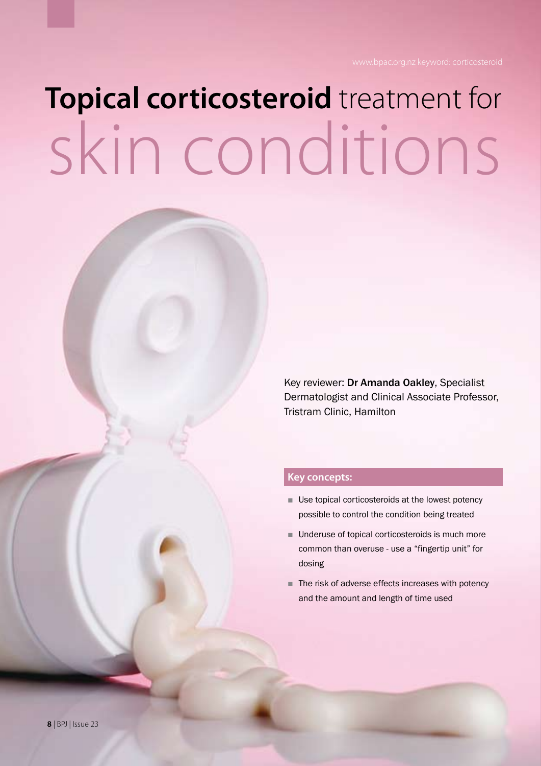www.bpac.org.nz keyword: corticosteroid

# **Topical corticosteroid** treatment for skin conditions

Key reviewer: **Dr Amanda Oakley**, Specialist Dermatologist and Clinical Associate Professor, Tristram Clinic, Hamilton

## Key concepts:

- Use topical corticosteroids at the lowest potency possible to control the condition being treated
- Underuse of topical corticosteroids is much more common than overuse - use a "fingertip unit" for dosing
- The risk of adverse effects increases with potency and the amount and length of time used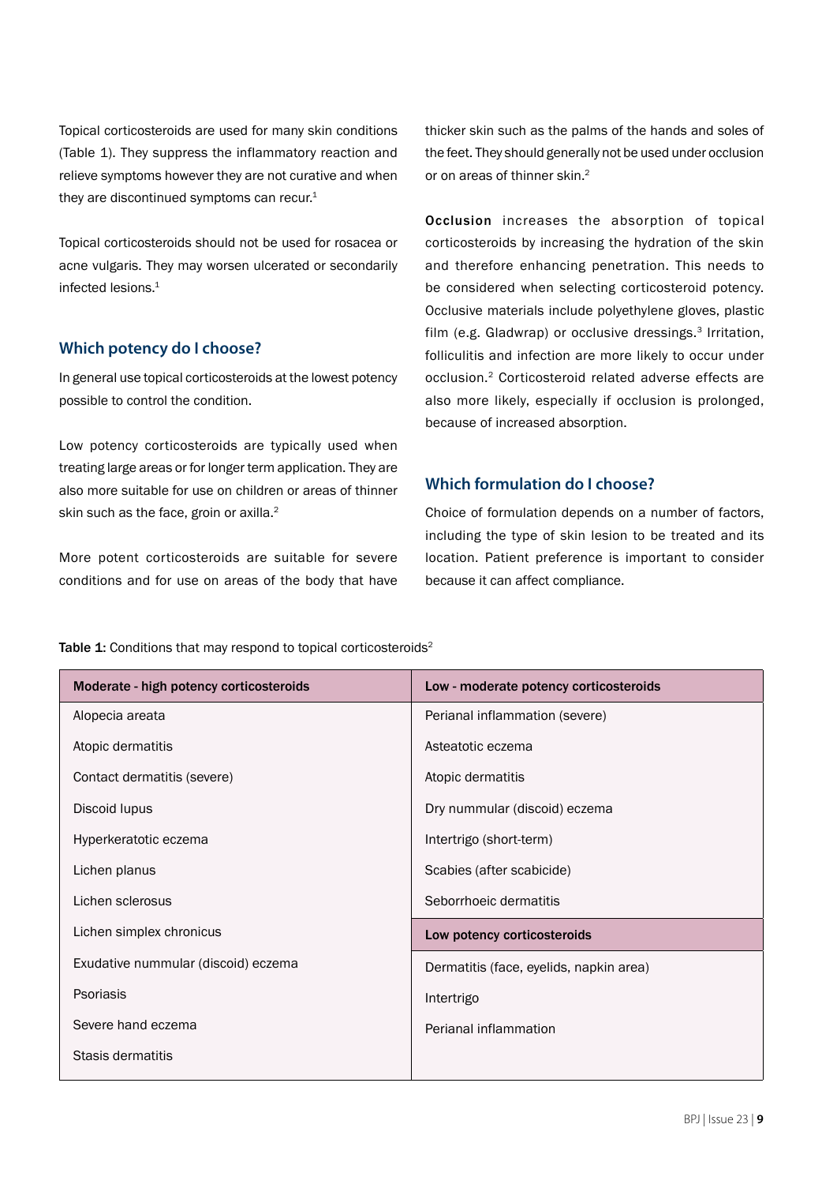Topical corticosteroids are used for many skin conditions (Table 1). They suppress the inflammatory reaction and relieve symptoms however they are not curative and when they are discontinued symptoms can recur.[1]

Topical corticosteroids should not be used for rosacea or acne vulgaris. They may worsen ulcerated or secondarily infected lesions.[1]

## Which potency do I choose?

In general use topical corticosteroids at the lowest potency possible to control the condition.

Low potency corticosteroids are typically used when treating large areas or for longer term application. They are also more suitable for use on children or areas of thinner skin such as the face, groin or axilla.[2]

More potent corticosteroids are suitable for severe conditions and for use on areas of the body that have thicker skin such as the palms of the hands and soles of the feet. They should generally not be used under occlusion or on areas of thinner skin.[2]

**Occlusion** increases the absorption of topical corticosteroids by increasing the hydration of the skin and therefore enhancing penetration. This needs to be considered when selecting corticosteroid potency. Occlusive materials include polyethylene gloves, plastic film (e.g. Gladwrap) or occlusive dressings.[3] Irritation, folliculitis and infection are more likely to occur under occlusion.[2] Corticosteroid related adverse effects are also more likely, especially if occlusion is prolonged, because of increased absorption.

## Which formulation do I choose?

Choice of formulation depends on a number of factors, including the type of skin lesion to be treated and its location. Patient preference is important to consider because it can affect compliance.

**Table 1:** Conditions that may respond to topical corticosteroids[2]

| Moderate - high potency corticosteroids | Low - moderate potency corticosteroids |
|---|---|
| Alopecia areata | Perianal inflammation (severe) |
| Atopic dermatitis | Asteatotic eczema |
| Contact dermatitis (severe) | Atopic dermatitis |
| Discoid lupus | Dry nummular (discoid) eczema |
| Hyperkeratotic eczema | Intertrigo (short-term) |
| Lichen planus | Scabies (after scabicide) |
| Lichen sclerosus | Seborrhoeic dermatitis |
| Lichen simplex chronicus | **Low potency corticosteroids** |
| Exudative nummular (discoid) eczema | Dermatitis (face, eyelids, napkin area) |
| Psoriasis | Intertrigo |
| Severe hand eczema | Perianal inflammation |
| Stasis dermatitis | |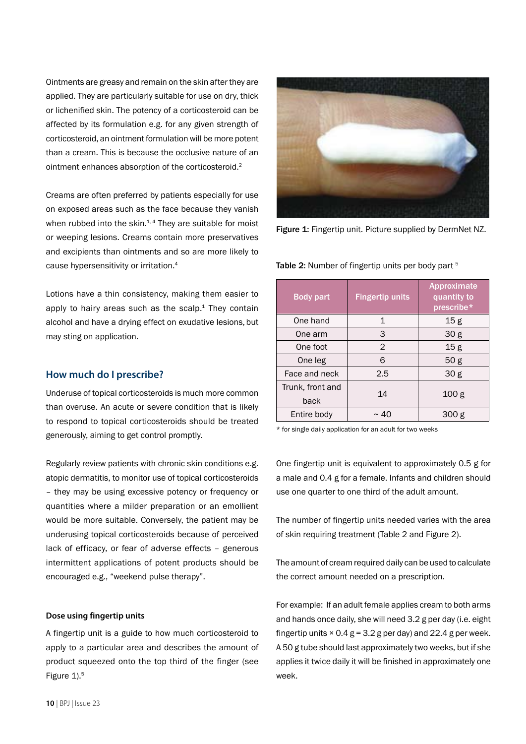Ointments are greasy and remain on the skin after they are applied. They are particularly suitable for use on dry, thick or lichenified skin. The potency of a corticosteroid can be affected by its formulation e.g. for any given strength of corticosteroid, an ointment formulation will be more potent than a cream. This is because the occlusive nature of an ointment enhances absorption of the corticosteroid.[2]

Creams are often preferred by patients especially for use on exposed areas such as the face because they vanish when rubbed into the skin.[1, 4] They are suitable for moist or weeping lesions. Creams contain more preservatives and excipients than ointments and so are more likely to cause hypersensitivity or irritation.[4]

Lotions have a thin consistency, making them easier to apply to hairy areas such as the scalp.[1] They contain alcohol and have a drying effect on exudative lesions, but may sting on application.

## How much do I prescribe?

Underuse of topical corticosteroids is much more common than overuse. An acute or severe condition that is likely to respond to topical corticosteroids should be treated generously, aiming to get control promptly.

Regularly review patients with chronic skin conditions e.g. atopic dermatitis, to monitor use of topical corticosteroids – they may be using excessive potency or frequency or quantities where a milder preparation or an emollient would be more suitable. Conversely, the patient may be underusing topical corticosteroids because of perceived lack of efficacy, or fear of adverse effects – generous intermittent applications of potent products should be encouraged e.g., "weekend pulse therapy".

### Dose using fingertip units

A fingertip unit is a guide to how much corticosteroid to apply to a particular area and describes the amount of product squeezed onto the top third of the finger (see Figure 1).[5]

**Figure 1:** Fingertip unit. Picture supplied by DermNet NZ.

**Table 2:** Number of fingertip units per body part [5]

| Body part | Fingertip units | Approximate quantity to prescribe* |
|---|---|---|
| One hand | 1 | 15 g |
| One arm | 3 | 30 g |
| One foot | 2 | 15 g |
| One leg | 6 | 50 g |
| Face and neck | 2.5 | 30 g |
| Trunk, front and back | 14 | 100 g |
| Entire body | ~ 40 | 300 g |

* for single daily application for an adult for two weeks

One fingertip unit is equivalent to approximately 0.5 g for a male and 0.4 g for a female. Infants and children should use one quarter to one third of the adult amount.

The number of fingertip units needed varies with the area of skin requiring treatment (Table 2 and Figure 2).

The amount of cream required daily can be used to calculate the correct amount needed on a prescription.

For example: If an adult female applies cream to both arms and hands once daily, she will need 3.2 g per day (i.e. eight fingertip units × 0.4 g = 3.2 g per day) and 22.4 g per week. A 50 g tube should last approximately two weeks, but if she applies it twice daily it will be finished in approximately one week.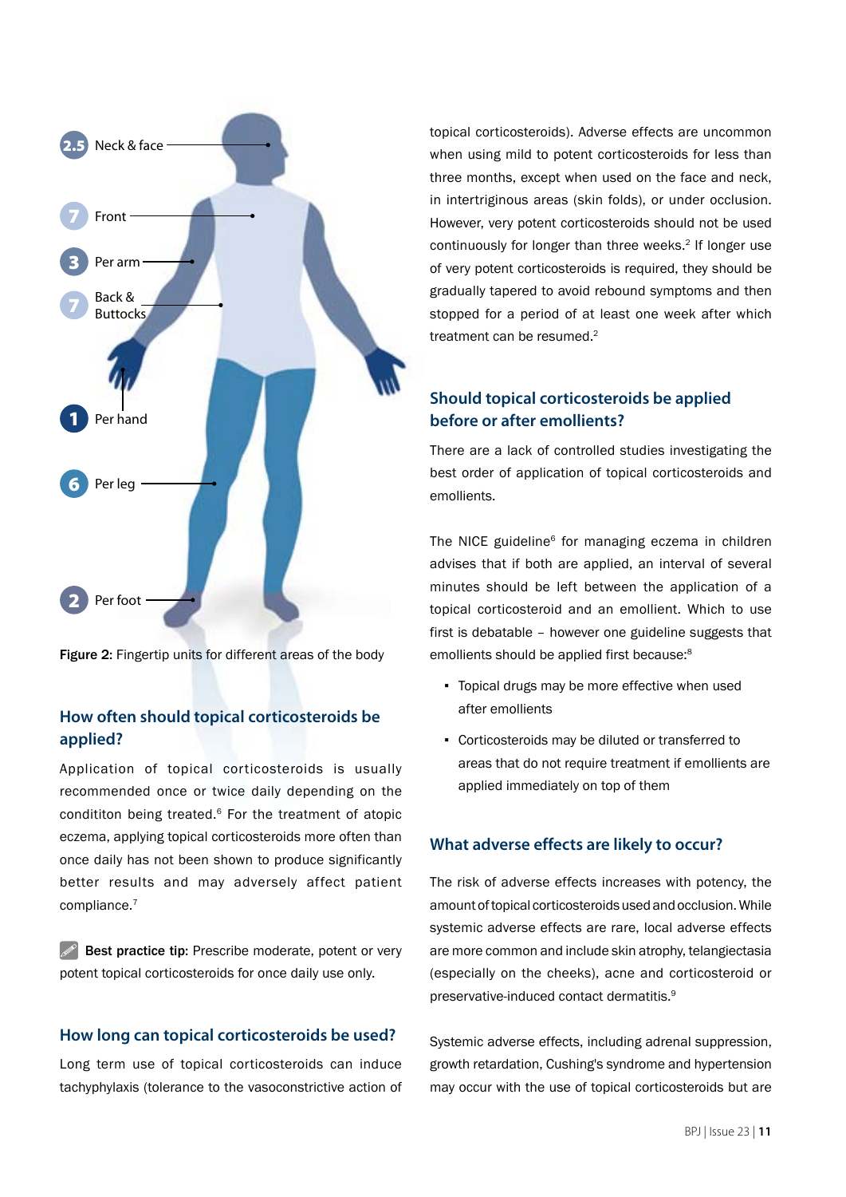2.5 Neck & face

7 Front

3 Per arm

7 Back & Buttocks

1 Per hand

6 Per leg

2 Per foot

**Figure 2:** Fingertip units for different areas of the body

## How often should topical corticosteroids be applied?

Application of topical corticosteroids is usually recommended once or twice daily depending on the condititon being treated.[6] For the treatment of atopic eczema, applying topical corticosteroids more often than once daily has not been shown to produce significantly better results and may adversely affect patient compliance.[7]

**Best practice tip:** Prescribe moderate, potent or very potent topical corticosteroids for once daily use only.

## How long can topical corticosteroids be used?

Long term use of topical corticosteroids can induce tachyphylaxis (tolerance to the vasoconstrictive action of topical corticosteroids). Adverse effects are uncommon when using mild to potent corticosteroids for less than three months, except when used on the face and neck, in intertriginous areas (skin folds), or under occlusion. However, very potent corticosteroids should not be used continuously for longer than three weeks.[2] If longer use of very potent corticosteroids is required, they should be gradually tapered to avoid rebound symptoms and then stopped for a period of at least one week after which treatment can be resumed.[2]

## Should topical corticosteroids be applied before or after emollients?

There are a lack of controlled studies investigating the best order of application of topical corticosteroids and emollients.

The NICE guideline[6] for managing eczema in children advises that if both are applied, an interval of several minutes should be left between the application of a topical corticosteroid and an emollient. Which to use first is debatable – however one guideline suggests that emollients should be applied first because:[8]

- Topical drugs may be more effective when used after emollients
- Corticosteroids may be diluted or transferred to areas that do not require treatment if emollients are applied immediately on top of them

## What adverse effects are likely to occur?

The risk of adverse effects increases with potency, the amount of topical corticosteroids used and occlusion. While systemic adverse effects are rare, local adverse effects are more common and include skin atrophy, telangiectasia (especially on the cheeks), acne and corticosteroid or preservative-induced contact dermatitis.[9]

Systemic adverse effects, including adrenal suppression, growth retardation, Cushing's syndrome and hypertension may occur with the use of topical corticosteroids but are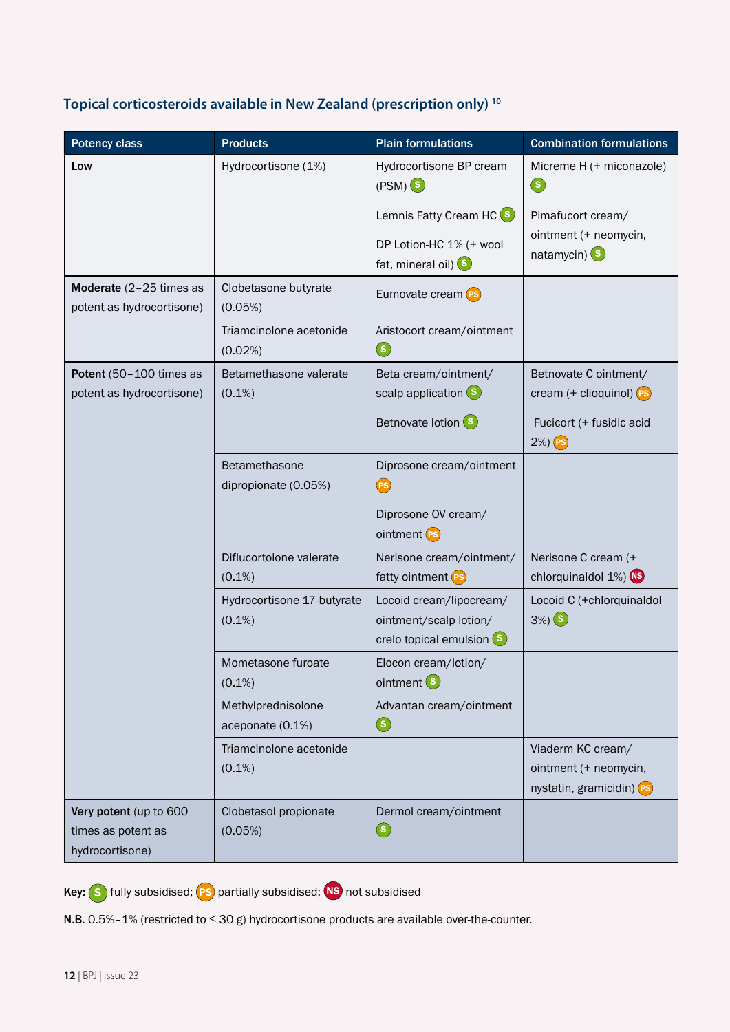### Topical corticosteroids available in New Zealand (prescription only) [10]

| Potency class | Products | Plain formulations | Combination formulations |
|---|---|---|---|
| **Low** | Hydrocortisone (1%) | Hydrocortisone BP cream (PSM) (S)<br><br>Lemnis Fatty Cream HC (S)<br><br>DP Lotion-HC 1% (+ wool fat, mineral oil) (S) | Micreme H (+ miconazole) (S)<br><br>Pimafucort cream/ointment (+ neomycin, natamycin) (S) |
| **Moderate** (2–25 times as potent as hydrocortisone) | Clobetasone butyrate (0.05%) | Eumovate cream (PS) | |
| | Triamcinolone acetonide (0.02%) | Aristocort cream/ointment (S) | |
| **Potent** (50–100 times as potent as hydrocortisone) | Betamethasone valerate (0.1%) | Beta cream/ointment/scalp application (S)<br><br>Betnovate lotion (S) | Betnovate C ointment/cream (+ clioquinol) (PS)<br><br>Fucicort (+ fusidic acid 2%) (PS) |
| | Betamethasone dipropionate (0.05%) | Diprosone cream/ointment (PS)<br><br>Diprosone OV cream/ointment (PS) | |
| | Diflucortolone valerate (0.1%) | Nerisone cream/ointment/fatty ointment (PS) | Nerisone C cream (+ chlorquinaldol 1%) (NS) |
| | Hydrocortisone 17-butyrate (0.1%) | Locoid cream/lipocream/ointment/scalp lotion/crelo topical emulsion (S) | Locoid C (+chlorquinaldol 3%) (S) |
| | Mometasone furoate (0.1%) | Elocon cream/lotion/ointment (S) | |
| | Methylprednisolone aceponate (0.1%) | Advantan cream/ointment (S) | |
| | Triamcinolone acetonide (0.1%) | | Viaderm KC cream/ointment (+ neomycin, nystatin, gramicidin) (PS) |
| **Very potent** (up to 600 times as potent as hydrocortisone) | Clobetasol propionate (0.05%) | Dermol cream/ointment (S) | |

**Key:** (S) fully subsidised; (PS) partially subsidised; (NS) not subsidised

**N.B.** 0.5%–1% (restricted to ≤ 30 g) hydrocortisone products are available over-the-counter.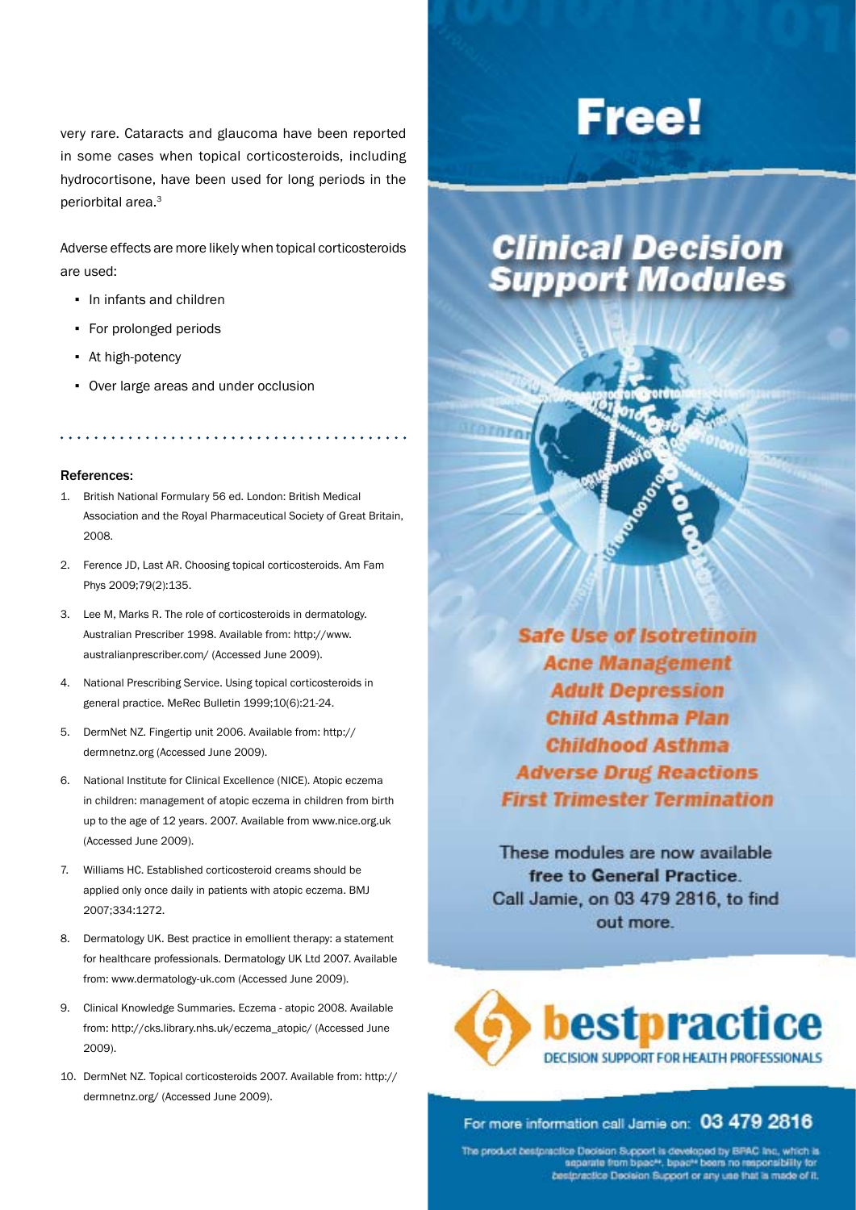very rare. Cataracts and glaucoma have been reported in some cases when topical corticosteroids, including hydrocortisone, have been used for long periods in the periorbital area.[3]

Adverse effects are more likely when topical corticosteroids are used:

- In infants and children
- For prolonged periods
- At high-potency
- Over large areas and under occlusion

**References:**

1. British National Formulary 56 ed. London: British Medical Association and the Royal Pharmaceutical Society of Great Britain, 2008.
2. Ference JD, Last AR. Choosing topical corticosteroids. Am Fam Phys 2009;79(2):135.
3. Lee M, Marks R. The role of corticosteroids in dermatology. Australian Prescriber 1998. Available from: http://www.australianprescriber.com/ (Accessed June 2009).
4. National Prescribing Service. Using topical corticosteroids in general practice. MeRec Bulletin 1999;10(6):21-24.
5. DermNet NZ. Fingertip unit 2006. Available from: http://dermnetnz.org (Accessed June 2009).
6. National Institute for Clinical Excellence (NICE). Atopic eczema in children: management of atopic eczema in children from birth up to the age of 12 years. 2007. Available from www.nice.org.uk (Accessed June 2009).
7. Williams HC. Established corticosteroid creams should be applied only once daily in patients with atopic eczema. BMJ 2007;334:1272.
8. Dermatology UK. Best practice in emollient therapy: a statement for healthcare professionals. Dermatology UK Ltd 2007. Available from: www.dermatology-uk.com (Accessed June 2009).
9. Clinical Knowledge Summaries. Eczema - atopic 2008. Available from: http://cks.library.nhs.uk/eczema_atopic/ (Accessed June 2009).
10. DermNet NZ. Topical corticosteroids 2007. Available from: http://dermnetnz.org/ (Accessed June 2009).

# Free!

## Clinical Decision Support Modules

*Safe Use of Isotretinoin*
*Acne Management*
*Adult Depression*
*Child Asthma Plan*
*Childhood Asthma*
*Adverse Drug Reactions*
*First Trimester Termination*

These modules are now available **free to General Practice**. Call Jamie, on 03 479 2816, to find out more.

**bestpractice**
DECISION SUPPORT FOR HEALTH PROFESSIONALS

For more information call Jamie on: **03 479 2816**

The product bestpractice Decision Support is developed by BPAC Inc, which is separate from bpac[nz], bpac[nz] bears no responsibility for bestpractice Decision Support or any use that is made of it.